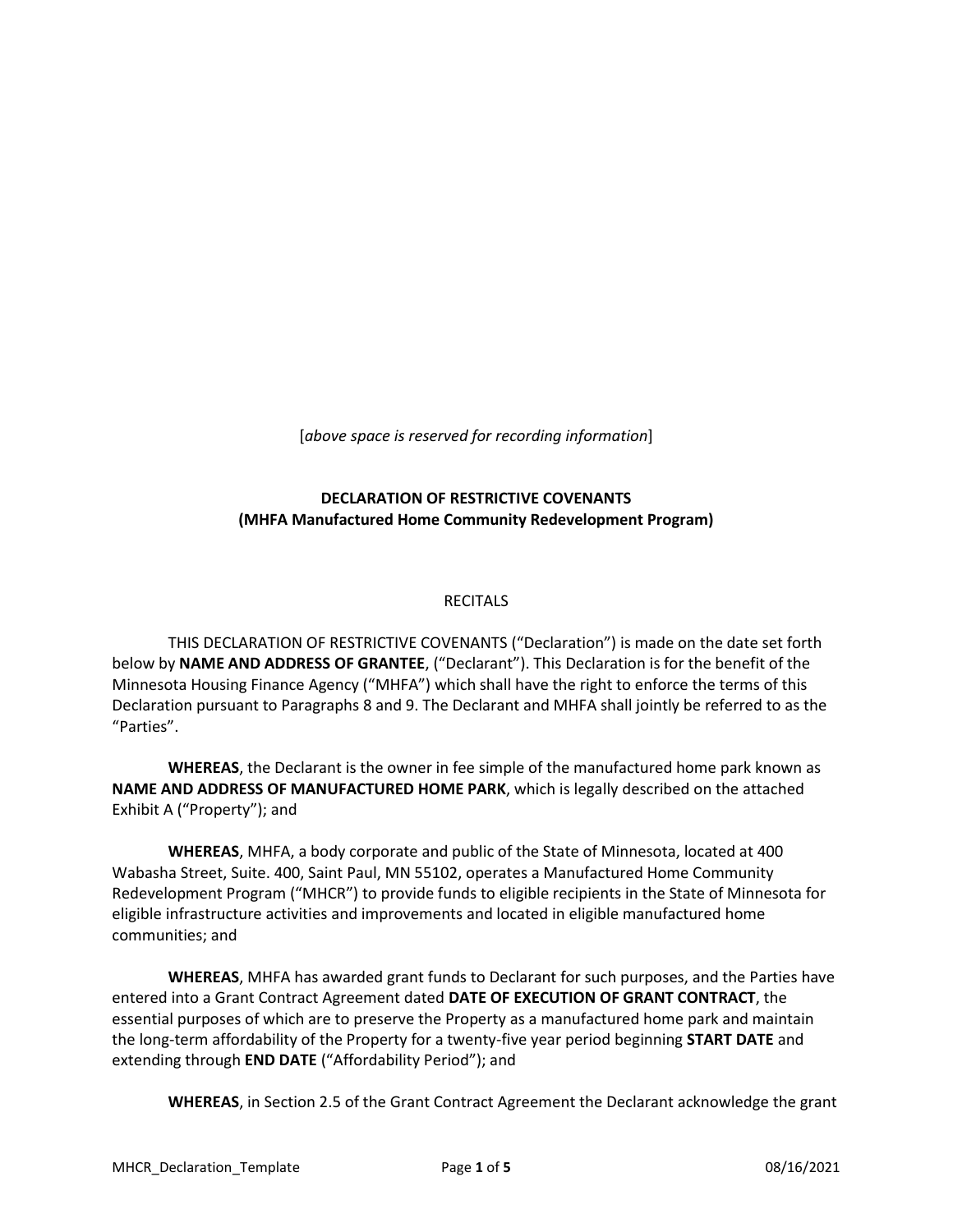[*above space is reserved for recording information*]

**DECLARATION OF RESTRICTIVE COVENANTS**
**(MHFA Manufactured Home Community Redevelopment Program)**

RECITALS

THIS DECLARATION OF RESTRICTIVE COVENANTS ("Declaration") is made on the date set forth below by **NAME AND ADDRESS OF GRANTEE**, ("Declarant"). This Declaration is for the benefit of the Minnesota Housing Finance Agency ("MHFA") which shall have the right to enforce the terms of this Declaration pursuant to Paragraphs 8 and 9. The Declarant and MHFA shall jointly be referred to as the "Parties".

**WHEREAS**, the Declarant is the owner in fee simple of the manufactured home park known as **NAME AND ADDRESS OF MANUFACTURED HOME PARK**, which is legally described on the attached Exhibit A ("Property"); and

**WHEREAS**, MHFA, a body corporate and public of the State of Minnesota, located at 400 Wabasha Street, Suite. 400, Saint Paul, MN 55102, operates a Manufactured Home Community Redevelopment Program ("MHCR") to provide funds to eligible recipients in the State of Minnesota for eligible infrastructure activities and improvements and located in eligible manufactured home communities; and

**WHEREAS**, MHFA has awarded grant funds to Declarant for such purposes, and the Parties have entered into a Grant Contract Agreement dated **DATE OF EXECUTION OF GRANT CONTRACT**, the essential purposes of which are to preserve the Property as a manufactured home park and maintain the long-term affordability of the Property for a twenty-five year period beginning **START DATE** and extending through **END DATE** ("Affordability Period"); and

**WHEREAS**, in Section 2.5 of the Grant Contract Agreement the Declarant acknowledge the grant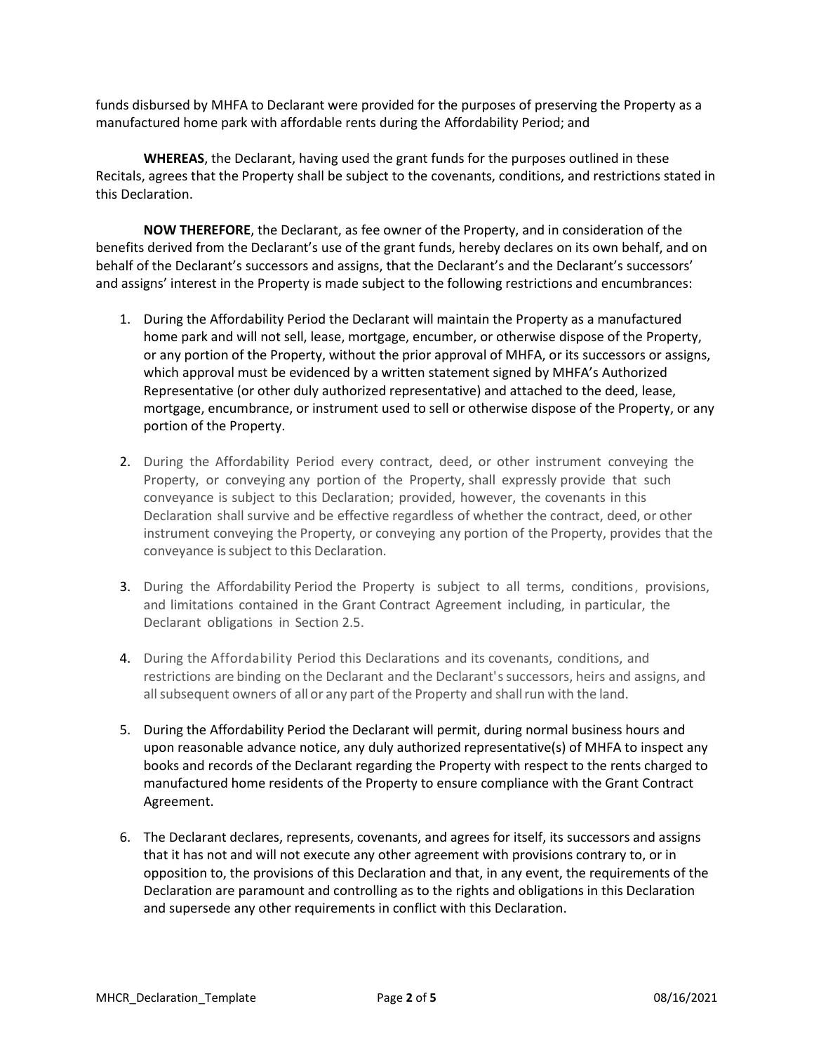funds disbursed by MHFA to Declarant were provided for the purposes of preserving the Property as a manufactured home park with affordable rents during the Affordability Period; and

**WHEREAS**, the Declarant, having used the grant funds for the purposes outlined in these Recitals, agrees that the Property shall be subject to the covenants, conditions, and restrictions stated in this Declaration.

**NOW THEREFORE**, the Declarant, as fee owner of the Property, and in consideration of the benefits derived from the Declarant's use of the grant funds, hereby declares on its own behalf, and on behalf of the Declarant's successors and assigns, that the Declarant's and the Declarant's successors' and assigns' interest in the Property is made subject to the following restrictions and encumbrances:

1. During the Affordability Period the Declarant will maintain the Property as a manufactured home park and will not sell, lease, mortgage, encumber, or otherwise dispose of the Property, or any portion of the Property, without the prior approval of MHFA, or its successors or assigns, which approval must be evidenced by a written statement signed by MHFA's Authorized Representative (or other duly authorized representative) and attached to the deed, lease, mortgage, encumbrance, or instrument used to sell or otherwise dispose of the Property, or any portion of the Property.

2. During the Affordability Period every contract, deed, or other instrument conveying the Property, or conveying any portion of the Property, shall expressly provide that such conveyance is subject to this Declaration; provided, however, the covenants in this Declaration shall survive and be effective regardless of whether the contract, deed, or other instrument conveying the Property, or conveying any portion of the Property, provides that the conveyance is subject to this Declaration.

3. During the Affordability Period the Property is subject to all terms, conditions, provisions, and limitations contained in the Grant Contract Agreement including, in particular, the Declarant obligations in Section 2.5.

4. During the Affordability Period this Declarations and its covenants, conditions, and restrictions are binding on the Declarant and the Declarant's successors, heirs and assigns, and all subsequent owners of all or any part of the Property and shall run with the land.

5. During the Affordability Period the Declarant will permit, during normal business hours and upon reasonable advance notice, any duly authorized representative(s) of MHFA to inspect any books and records of the Declarant regarding the Property with respect to the rents charged to manufactured home residents of the Property to ensure compliance with the Grant Contract Agreement.

6. The Declarant declares, represents, covenants, and agrees for itself, its successors and assigns that it has not and will not execute any other agreement with provisions contrary to, or in opposition to, the provisions of this Declaration and that, in any event, the requirements of the Declaration are paramount and controlling as to the rights and obligations in this Declaration and supersede any other requirements in conflict with this Declaration.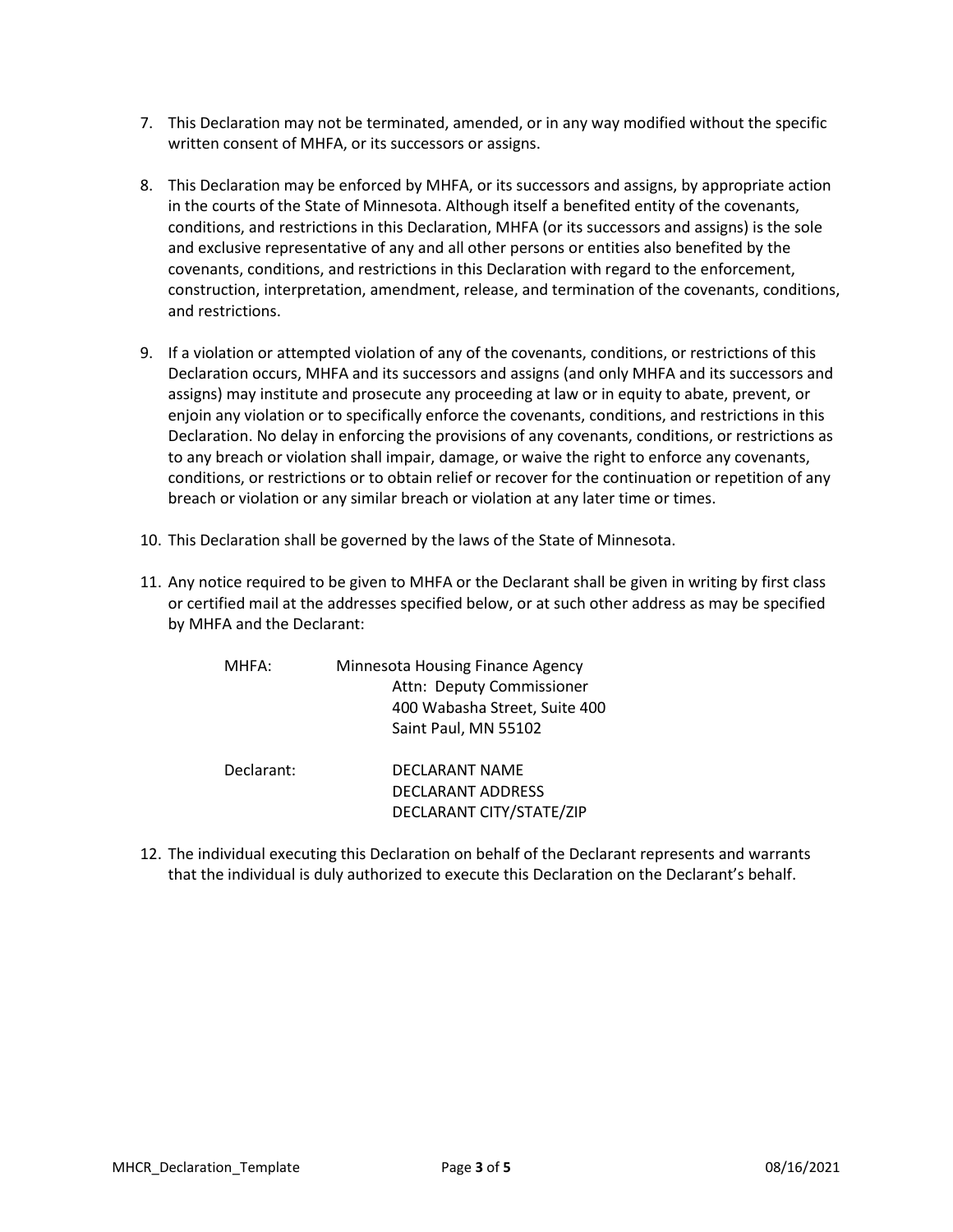7. This Declaration may not be terminated, amended, or in any way modified without the specific written consent of MHFA, or its successors or assigns.

8. This Declaration may be enforced by MHFA, or its successors and assigns, by appropriate action in the courts of the State of Minnesota. Although itself a benefited entity of the covenants, conditions, and restrictions in this Declaration, MHFA (or its successors and assigns) is the sole and exclusive representative of any and all other persons or entities also benefited by the covenants, conditions, and restrictions in this Declaration with regard to the enforcement, construction, interpretation, amendment, release, and termination of the covenants, conditions, and restrictions.

9. If a violation or attempted violation of any of the covenants, conditions, or restrictions of this Declaration occurs, MHFA and its successors and assigns (and only MHFA and its successors and assigns) may institute and prosecute any proceeding at law or in equity to abate, prevent, or enjoin any violation or to specifically enforce the covenants, conditions, and restrictions in this Declaration. No delay in enforcing the provisions of any covenants, conditions, or restrictions as to any breach or violation shall impair, damage, or waive the right to enforce any covenants, conditions, or restrictions or to obtain relief or recover for the continuation or repetition of any breach or violation or any similar breach or violation at any later time or times.

10. This Declaration shall be governed by the laws of the State of Minnesota.

11. Any notice required to be given to MHFA or the Declarant shall be given in writing by first class or certified mail at the addresses specified below, or at such other address as may be specified by MHFA and the Declarant:

    MHFA: Minnesota Housing Finance Agency
    Attn: Deputy Commissioner
    400 Wabasha Street, Suite 400
    Saint Paul, MN 55102

    Declarant: DECLARANT NAME
    DECLARANT ADDRESS
    DECLARANT CITY/STATE/ZIP

12. The individual executing this Declaration on behalf of the Declarant represents and warrants that the individual is duly authorized to execute this Declaration on the Declarant's behalf.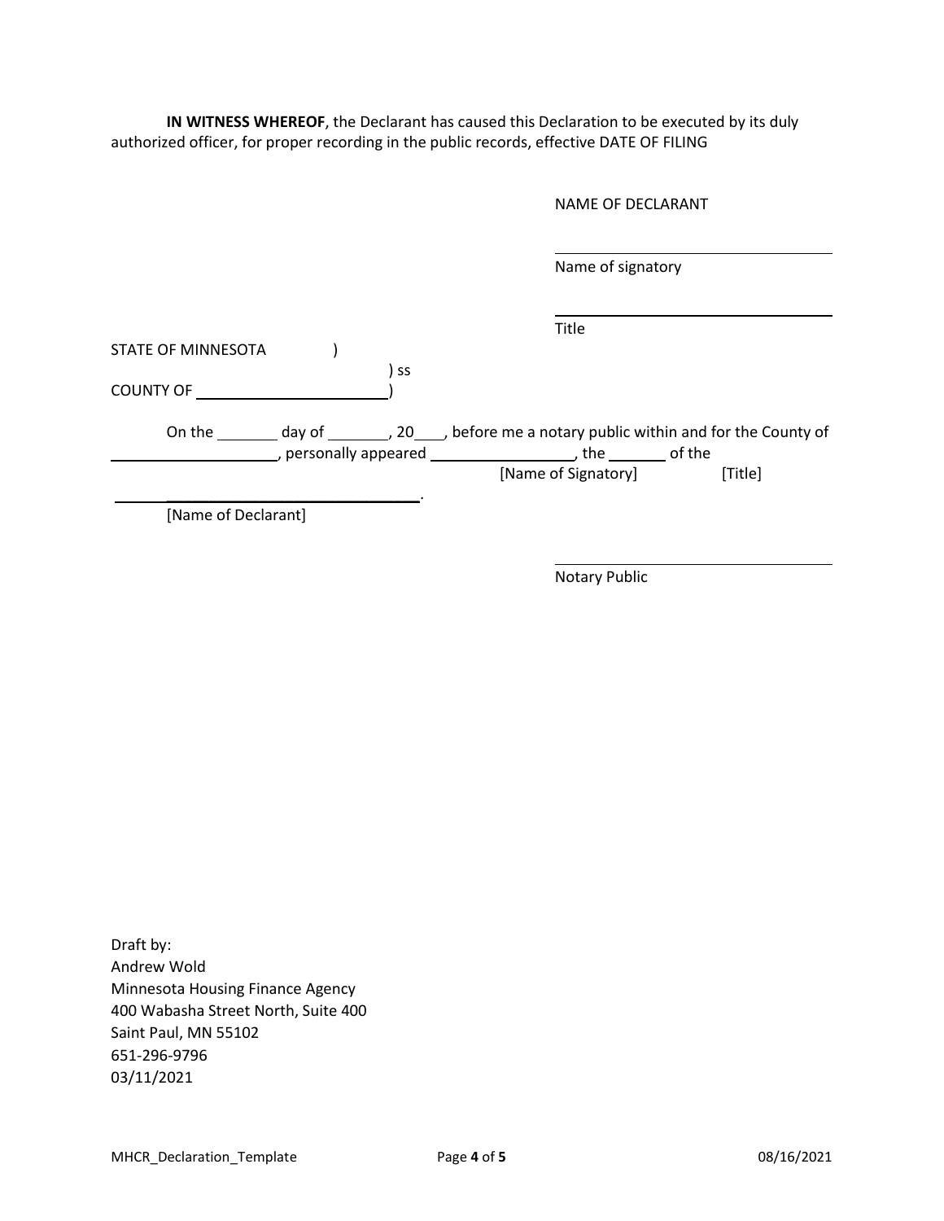**IN WITNESS WHEREOF**, the Declarant has caused this Declaration to be executed by its duly authorized officer, for proper recording in the public records, effective DATE OF FILING

NAME OF DECLARANT

\_\_\_\_\_\_\_\_\_\_\_\_\_\_\_\_\_\_\_\_\_\_\_\_\_\_\_\_\_\_\_\_

Name of signatory

\_\_\_\_\_\_\_\_\_\_\_\_\_\_\_\_\_\_\_\_\_\_\_\_\_\_\_\_\_\_\_\_

Title

STATE OF MINNESOTA )  
) ss  
COUNTY OF \_\_\_\_\_\_\_\_\_\_\_\_\_\_\_\_\_\_\_\_)

On the \_\_\_\_\_\_\_ day of \_\_\_\_\_\_\_, 20\_\_\_, before me a notary public within and for the County of \_\_\_\_\_\_\_\_\_\_\_\_\_\_\_\_\_\_\_\_, personally appeared \_\_\_\_\_\_\_\_\_\_\_\_\_\_\_\_\_ [Name of Signatory], the \_\_\_\_\_\_\_ [Title] of the \_\_\_\_\_\_\_\_\_\_\_\_\_\_\_\_\_\_\_\_\_\_\_\_\_\_\_\_\_\_\_\_ [Name of Declarant].

\_\_\_\_\_\_\_\_\_\_\_\_\_\_\_\_\_\_\_\_\_\_\_\_\_\_\_\_\_\_\_\_

Notary Public

Draft by:  
Andrew Wold  
Minnesota Housing Finance Agency  
400 Wabasha Street North, Suite 400  
Saint Paul, MN 55102  
651-296-9796  
03/11/2021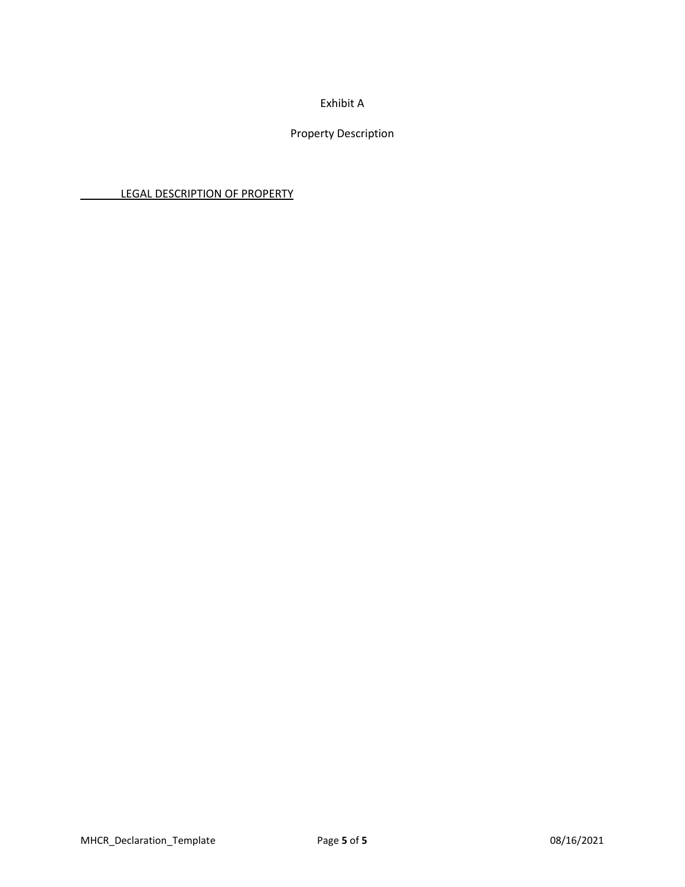# Exhibit A

## Property Description

________ LEGAL DESCRIPTION OF PROPERTY